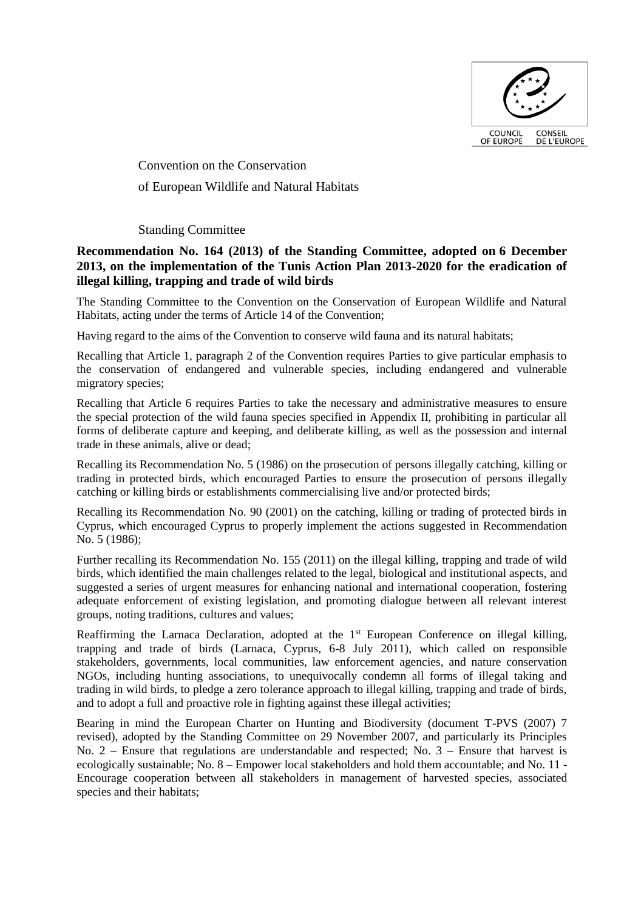Convention on the Conservation

of European Wildlife and Natural Habitats

Standing Committee

**Recommendation No. 164 (2013) of the Standing Committee, adopted on 6 December 2013, on the implementation of the Tunis Action Plan 2013-2020 for the eradication of illegal killing, trapping and trade of wild birds**

The Standing Committee to the Convention on the Conservation of European Wildlife and Natural Habitats, acting under the terms of Article 14 of the Convention;

Having regard to the aims of the Convention to conserve wild fauna and its natural habitats;

Recalling that Article 1, paragraph 2 of the Convention requires Parties to give particular emphasis to the conservation of endangered and vulnerable species, including endangered and vulnerable migratory species;

Recalling that Article 6 requires Parties to take the necessary and administrative measures to ensure the special protection of the wild fauna species specified in Appendix II, prohibiting in particular all forms of deliberate capture and keeping, and deliberate killing, as well as the possession and internal trade in these animals, alive or dead;

Recalling its Recommendation No. 5 (1986) on the prosecution of persons illegally catching, killing or trading in protected birds, which encouraged Parties to ensure the prosecution of persons illegally catching or killing birds or establishments commercialising live and/or protected birds;

Recalling its Recommendation No. 90 (2001) on the catching, killing or trading of protected birds in Cyprus, which encouraged Cyprus to properly implement the actions suggested in Recommendation No. 5 (1986);

Further recalling its Recommendation No. 155 (2011) on the illegal killing, trapping and trade of wild birds, which identified the main challenges related to the legal, biological and institutional aspects, and suggested a series of urgent measures for enhancing national and international cooperation, fostering adequate enforcement of existing legislation, and promoting dialogue between all relevant interest groups, noting traditions, cultures and values;

Reaffirming the Larnaca Declaration, adopted at the 1st European Conference on illegal killing, trapping and trade of birds (Larnaca, Cyprus, 6-8 July 2011), which called on responsible stakeholders, governments, local communities, law enforcement agencies, and nature conservation NGOs, including hunting associations, to unequivocally condemn all forms of illegal taking and trading in wild birds, to pledge a zero tolerance approach to illegal killing, trapping and trade of birds, and to adopt a full and proactive role in fighting against these illegal activities;

Bearing in mind the European Charter on Hunting and Biodiversity (document T-PVS (2007) 7 revised), adopted by the Standing Committee on 29 November 2007, and particularly its Principles No. 2 – Ensure that regulations are understandable and respected; No. 3 – Ensure that harvest is ecologically sustainable; No. 8 – Empower local stakeholders and hold them accountable; and No. 11 - Encourage cooperation between all stakeholders in management of harvested species, associated species and their habitats;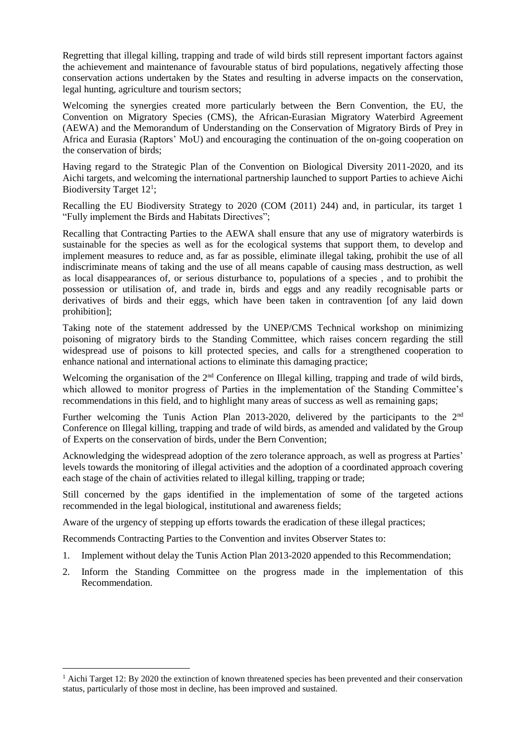Regretting that illegal killing, trapping and trade of wild birds still represent important factors against the achievement and maintenance of favourable status of bird populations, negatively affecting those conservation actions undertaken by the States and resulting in adverse impacts on the conservation, legal hunting, agriculture and tourism sectors;

Welcoming the synergies created more particularly between the Bern Convention, the EU, the Convention on Migratory Species (CMS), the African-Eurasian Migratory Waterbird Agreement (AEWA) and the Memorandum of Understanding on the Conservation of Migratory Birds of Prey in Africa and Eurasia (Raptors' MoU) and encouraging the continuation of the on-going cooperation on the conservation of birds;

Having regard to the Strategic Plan of the Convention on Biological Diversity 2011-2020, and its Aichi targets, and welcoming the international partnership launched to support Parties to achieve Aichi Biodiversity Target 12[1];

Recalling the EU Biodiversity Strategy to 2020 (COM (2011) 244) and, in particular, its target 1 "Fully implement the Birds and Habitats Directives";

Recalling that Contracting Parties to the AEWA shall ensure that any use of migratory waterbirds is sustainable for the species as well as for the ecological systems that support them, to develop and implement measures to reduce and, as far as possible, eliminate illegal taking, prohibit the use of all indiscriminate means of taking and the use of all means capable of causing mass destruction, as well as local disappearances of, or serious disturbance to, populations of a species , and to prohibit the possession or utilisation of, and trade in, birds and eggs and any readily recognisable parts or derivatives of birds and their eggs, which have been taken in contravention [of any laid down prohibition];

Taking note of the statement addressed by the UNEP/CMS Technical workshop on minimizing poisoning of migratory birds to the Standing Committee, which raises concern regarding the still widespread use of poisons to kill protected species, and calls for a strengthened cooperation to enhance national and international actions to eliminate this damaging practice;

Welcoming the organisation of the 2nd Conference on Illegal killing, trapping and trade of wild birds, which allowed to monitor progress of Parties in the implementation of the Standing Committee's recommendations in this field, and to highlight many areas of success as well as remaining gaps;

Further welcoming the Tunis Action Plan 2013-2020, delivered by the participants to the 2nd Conference on Illegal killing, trapping and trade of wild birds, as amended and validated by the Group of Experts on the conservation of birds, under the Bern Convention;

Acknowledging the widespread adoption of the zero tolerance approach, as well as progress at Parties' levels towards the monitoring of illegal activities and the adoption of a coordinated approach covering each stage of the chain of activities related to illegal killing, trapping or trade;

Still concerned by the gaps identified in the implementation of some of the targeted actions recommended in the legal biological, institutional and awareness fields;

Aware of the urgency of stepping up efforts towards the eradication of these illegal practices;

Recommends Contracting Parties to the Convention and invites Observer States to:

1. Implement without delay the Tunis Action Plan 2013-2020 appended to this Recommendation;
2. Inform the Standing Committee on the progress made in the implementation of this Recommendation.

---

[1] Aichi Target 12: By 2020 the extinction of known threatened species has been prevented and their conservation status, particularly of those most in decline, has been improved and sustained.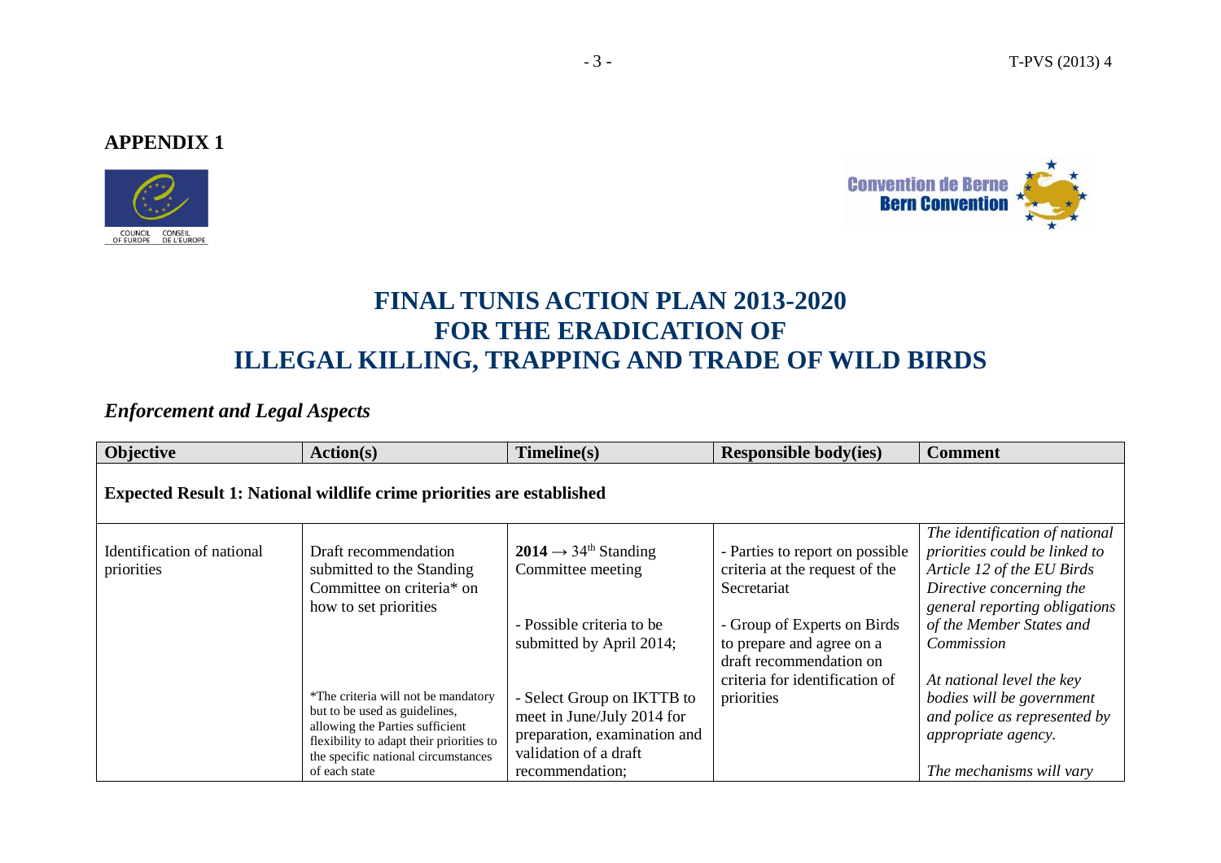## APPENDIX 1

# FINAL TUNIS ACTION PLAN 2013-2020 FOR THE ERADICATION OF ILLEGAL KILLING, TRAPPING AND TRADE OF WILD BIRDS

## *Enforcement and Legal Aspects*

| Objective | Action(s) | Timeline(s) | Responsible body(ies) | Comment |
|---|---|---|---|---|
| **Expected Result 1: National wildlife crime priorities are established** | | | | |
| Identification of national priorities | Draft recommendation submitted to the Standing Committee on criteria* on how to set priorities<br><br>*The criteria will not be mandatory but to be used as guidelines, allowing the Parties sufficient flexibility to adapt their priorities to the specific national circumstances of each state | **2014** → 34th Standing Committee meeting<br><br>- Possible criteria to be submitted by April 2014;<br><br>- Select Group on IKTTB to meet in June/July 2014 for preparation, examination and validation of a draft recommendation; | - Parties to report on possible criteria at the request of the Secretariat<br><br>- Group of Experts on Birds to prepare and agree on a draft recommendation on criteria for identification of priorities | *The identification of national priorities could be linked to Article 12 of the EU Birds Directive concerning the general reporting obligations of the Member States and Commission*<br><br>*At national level the key bodies will be government and police as represented by appropriate agency.*<br><br>*The mechanisms will vary* |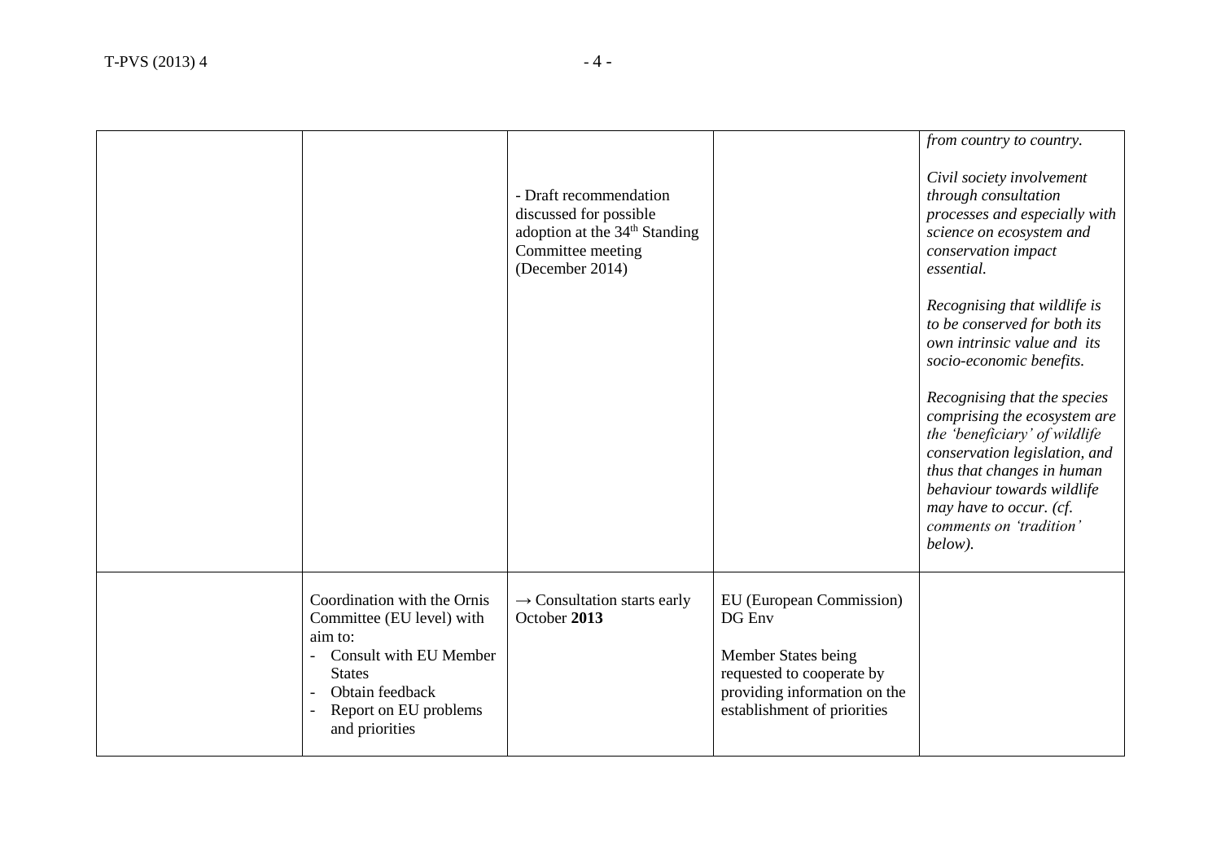| | | | | |
|---|---|---|---|---|
| | | - Draft recommendation discussed for possible adoption at the 34th Standing Committee meeting (December 2014) | | *from country to country.*<br><br>*Civil society involvement through consultation processes and especially with science on ecosystem and conservation impact essential.*<br><br>*Recognising that wildlife is to be conserved for both its own intrinsic value and its socio-economic benefits.*<br><br>*Recognising that the species comprising the ecosystem are the 'beneficiary' of wildlife conservation legislation, and thus that changes in human behaviour towards wildlife may have to occur. (cf. comments on 'tradition' below).* |
| | Coordination with the Ornis Committee (EU level) with aim to:<br>- Consult with EU Member States<br>- Obtain feedback<br>- Report on EU problems and priorities | → Consultation starts early October **2013** | EU (European Commission) DG Env<br><br>Member States being requested to cooperate by providing information on the establishment of priorities | |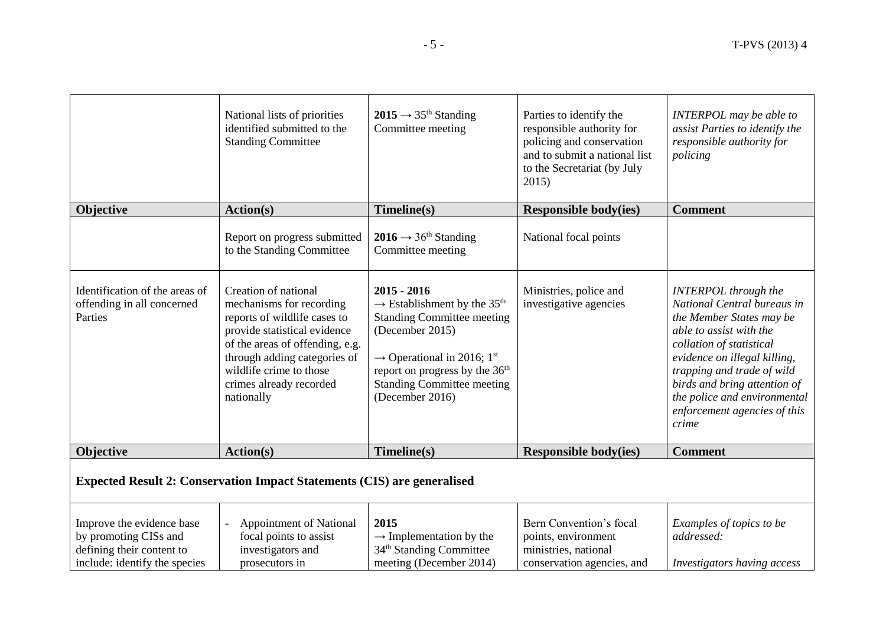| | National lists of priorities identified submitted to the Standing Committee | **2015** → 35th Standing Committee meeting | Parties to identify the responsible authority for policing and conservation and to submit a national list to the Secretariat (by July 2015) | *INTERPOL may be able to assist Parties to identify the responsible authority for policing* |
|---|---|---|---|---|
| **Objective** | **Action(s)** | **Timeline(s)** | **Responsible body(ies)** | **Comment** |
| | Report on progress submitted to the Standing Committee | **2016** → 36th Standing Committee meeting | National focal points | |
| Identification of the areas of offending in all concerned Parties | Creation of national mechanisms for recording reports of wildlife cases to provide statistical evidence of the areas of offending, e.g. through adding categories of wildlife crime to those crimes already recorded nationally | **2015 - 2016** → Establishment by the 35th Standing Committee meeting (December 2015) → Operational in 2016; 1st report on progress by the 36th Standing Committee meeting (December 2016) | Ministries, police and investigative agencies | *INTERPOL through the National Central bureaus in the Member States may be able to assist with the collation of statistical evidence on illegal killing, trapping and trade of wild birds and bring attention of the police and environmental enforcement agencies of this crime* |
| **Objective** | **Action(s)** | **Timeline(s)** | **Responsible body(ies)** | **Comment** |
| **Expected Result 2: Conservation Impact Statements (CIS) are generalised** | | | | |
| Improve the evidence base by promoting CISs and defining their content to include: identify the species | - Appointment of National focal points to assist investigators and prosecutors in | **2015** → Implementation by the 34th Standing Committee meeting (December 2014) | Bern Convention's focal points, environment ministries, national conservation agencies, and | *Examples of topics to be addressed:* *Investigators having access* |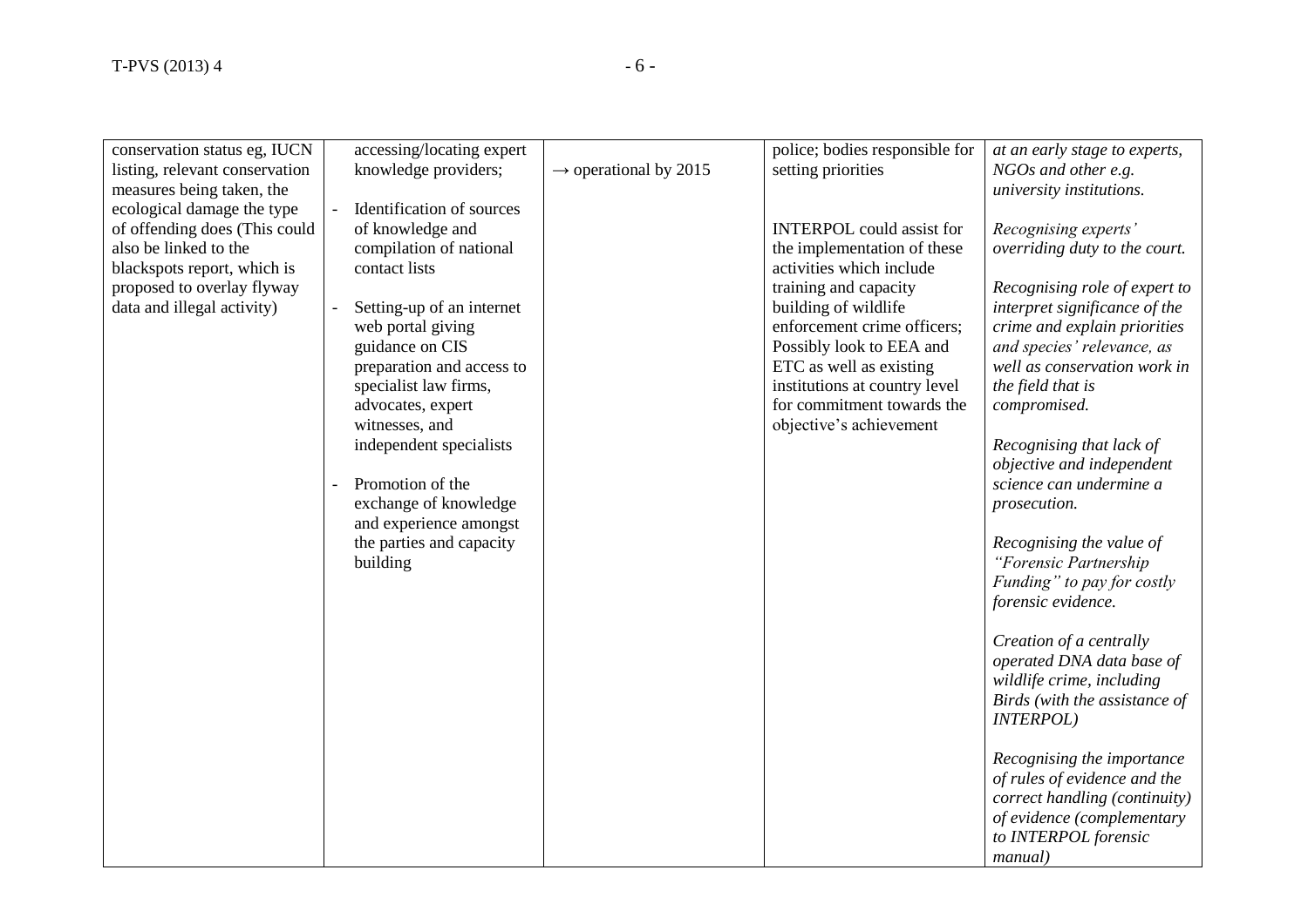| | | | | |
|---|---|---|---|---|
| conservation status eg, IUCN listing, relevant conservation measures being taken, the ecological damage the type of offending does (This could also be linked to the blackspots report, which is proposed to overlay flyway data and illegal activity) | accessing/locating expert knowledge providers;<br><br>- Identification of sources of knowledge and compilation of national contact lists<br><br>- Setting-up of an internet web portal giving guidance on CIS preparation and access to specialist law firms, advocates, expert witnesses, and independent specialists<br><br>- Promotion of the exchange of knowledge and experience amongst the parties and capacity building | → operational by 2015 | police; bodies responsible for setting priorities<br><br>INTERPOL could assist for the implementation of these activities which include training and capacity building of wildlife enforcement crime officers; Possibly look to EEA and ETC as well as existing institutions at country level for commitment towards the objective's achievement | *at an early stage to experts, NGOs and other e.g. university institutions.*<br><br>*Recognising experts' overriding duty to the court.*<br><br>*Recognising role of expert to interpret significance of the crime and explain priorities and species' relevance, as well as conservation work in the field that is compromised.*<br><br>*Recognising that lack of objective and independent science can undermine a prosecution.*<br><br>*Recognising the value of "Forensic Partnership Funding" to pay for costly forensic evidence.*<br><br>*Creation of a centrally operated DNA data base of wildlife crime, including Birds (with the assistance of INTERPOL)*<br><br>*Recognising the importance of rules of evidence and the correct handling (continuity) of evidence (complementary to INTERPOL forensic manual)* |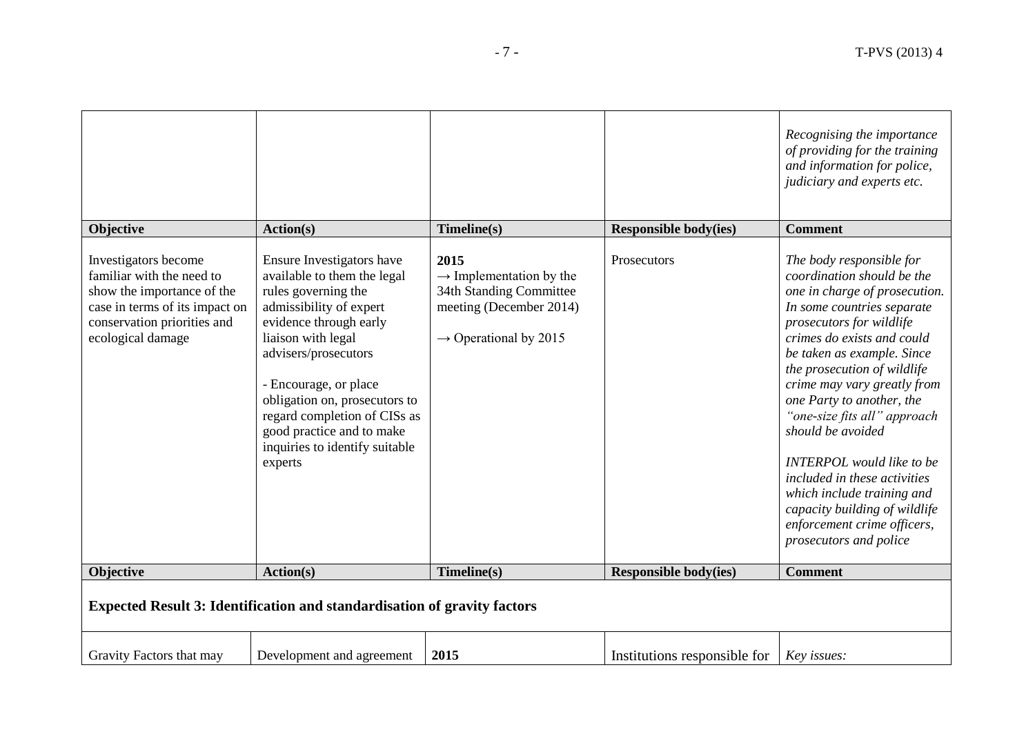| | | | | |
|---|---|---|---|---|
| | | | | *Recognising the importance of providing for the training and information for police, judiciary and experts etc.* |
| **Objective** | **Action(s)** | **Timeline(s)** | **Responsible body(ies)** | **Comment** |
| Investigators become familiar with the need to show the importance of the case in terms of its impact on conservation priorities and ecological damage | Ensure Investigators have available to them the legal rules governing the admissibility of expert evidence through early liaison with legal advisers/prosecutors<br><br>- Encourage, or place obligation on, prosecutors to regard completion of CISs as good practice and to make inquiries to identify suitable experts | **2015**<br>→ Implementation by the 34th Standing Committee meeting (December 2014)<br><br>→ Operational by 2015 | Prosecutors | *The body responsible for coordination should be the one in charge of prosecution. In some countries separate prosecutors for wildlife crimes do exists and could be taken as example. Since the prosecution of wildlife crime may vary greatly from one Party to another, the "one-size fits all" approach should be avoided*<br><br>*INTERPOL would like to be included in these activities which include training and capacity building of wildlife enforcement crime officers, prosecutors and police* |
| **Objective** | **Action(s)** | **Timeline(s)** | **Responsible body(ies)** | **Comment** |
| **Expected Result 3: Identification and standardisation of gravity factors** | | | | |
| Gravity Factors that may | Development and agreement | **2015** | Institutions responsible for | *Key issues:* |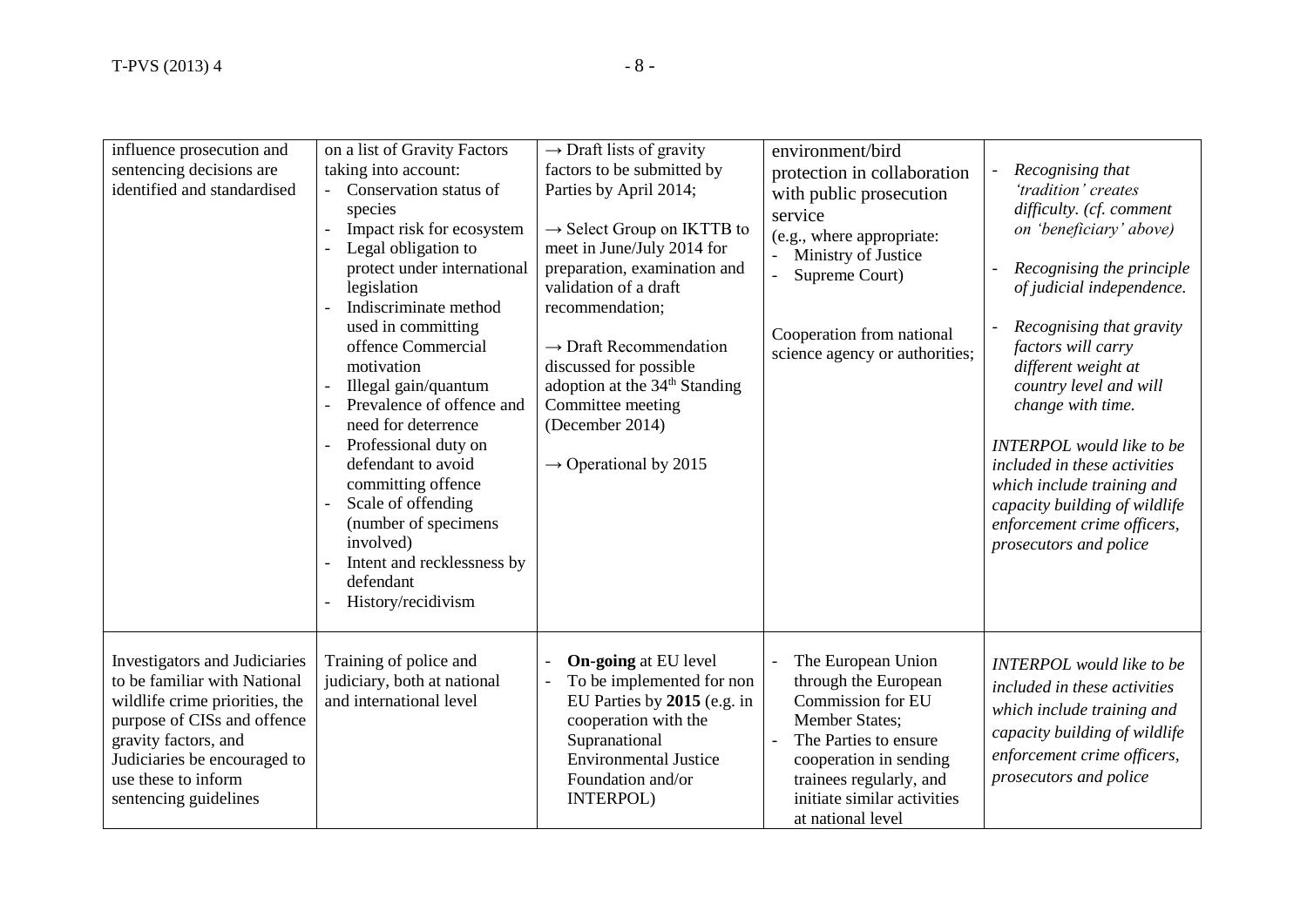| | | | | |
|---|---|---|---|---|
| influence prosecution and sentencing decisions are identified and standardised | on a list of Gravity Factors taking into account:<br>- Conservation status of species<br>- Impact risk for ecosystem<br>- Legal obligation to protect under international legislation<br>- Indiscriminate method used in committing offence Commercial motivation<br>- Illegal gain/quantum<br>- Prevalence of offence and need for deterrence<br>- Professional duty on defendant to avoid committing offence<br>- Scale of offending (number of specimens involved)<br>- Intent and recklessness by defendant<br>- History/recidivism | → Draft lists of gravity factors to be submitted by Parties by April 2014;<br><br>→ Select Group on IKTTB to meet in June/July 2014 for preparation, examination and validation of a draft recommendation;<br><br>→ Draft Recommendation discussed for possible adoption at the 34th Standing Committee meeting (December 2014)<br><br>→ Operational by 2015 | environment/bird protection in collaboration with public prosecution service<br>(e.g., where appropriate:<br>- Ministry of Justice<br>- Supreme Court)<br><br>Cooperation from national science agency or authorities; | - *Recognising that 'tradition' creates difficulty. (cf. comment on 'beneficiary' above)*<br><br>- *Recognising the principle of judicial independence.*<br><br>- *Recognising that gravity factors will carry different weight at country level and will change with time.*<br><br>*INTERPOL would like to be included in these activities which include training and capacity building of wildlife enforcement crime officers, prosecutors and police* |
| Investigators and Judiciaries to be familiar with National wildlife crime priorities, the purpose of CISs and offence gravity factors, and Judiciaries be encouraged to use these to inform sentencing guidelines | Training of police and judiciary, both at national and international level | - **On-going** at EU level<br>- To be implemented for non EU Parties by **2015** (e.g. in cooperation with the Supranational Environmental Justice Foundation and/or INTERPOL) | - The European Union through the European Commission for EU Member States;<br>- The Parties to ensure cooperation in sending trainees regularly, and initiate similar activities at national level | *INTERPOL would like to be included in these activities which include training and capacity building of wildlife enforcement crime officers, prosecutors and police* |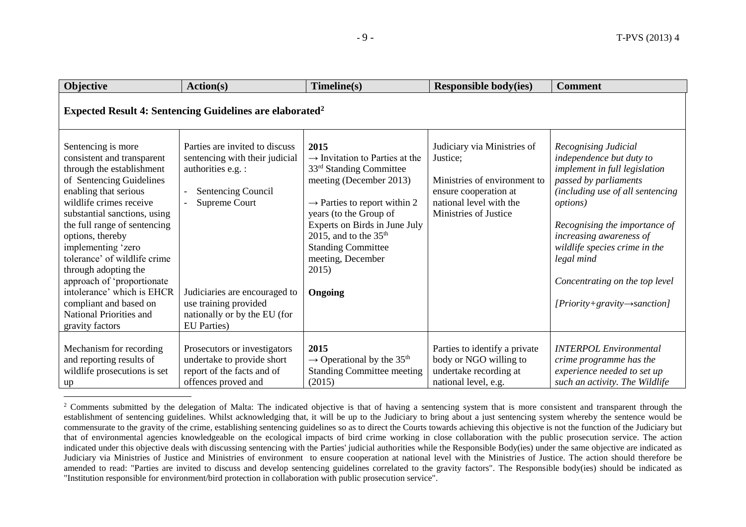| Objective | Action(s) | Timeline(s) | Responsible body(ies) | Comment |
|---|---|---|---|---|
| **Expected Result 4: Sentencing Guidelines are elaborated**[2] | | | | |
| Sentencing is more consistent and transparent through the establishment of Sentencing Guidelines enabling that serious wildlife crimes receive substantial sanctions, using the full range of sentencing options, thereby implementing 'zero tolerance' of wildlife crime through adopting the approach of 'proportionate intolerance' which is EHCR compliant and based on National Priorities and gravity factors | Parties are invited to discuss sentencing with their judicial authorities e.g. : <br>- Sentencing Council <br>- Supreme Court <br><br>Judiciaries are encouraged to use training provided nationally or by the EU (for EU Parties) | **2015** <br>→ Invitation to Parties at the 33rd Standing Committee meeting (December 2013) <br><br>→ Parties to report within 2 years (to the Group of Experts on Birds in June July 2015, and to the 35th Standing Committee meeting, December 2015) <br><br>**Ongoing** | Judiciary via Ministries of Justice; <br><br>Ministries of environment to ensure cooperation at national level with the Ministries of Justice | *Recognising Judicial independence but duty to implement in full legislation passed by parliaments (including use of all sentencing options)* <br><br>*Recognising the importance of increasing awareness of wildlife species crime in the legal mind* <br><br>*Concentrating on the top level* <br><br>*[Priority+gravity→sanction]* |
| Mechanism for recording and reporting results of wildlife prosecutions is set up | Prosecutors or investigators undertake to provide short report of the facts and of offences proved and | **2015** <br>→ Operational by the 35th Standing Committee meeting (2015) | Parties to identify a private body or NGO willing to undertake recording at national level, e.g. | *INTERPOL Environmental crime programme has the experience needed to set up such an activity. The Wildlife* |

[2] Comments submitted by the delegation of Malta: The indicated objective is that of having a sentencing system that is more consistent and transparent through the establishment of sentencing guidelines. Whilst acknowledging that, it will be up to the Judiciary to bring about a just sentencing system whereby the sentence would be commensurate to the gravity of the crime, establishing sentencing guidelines so as to direct the Courts towards achieving this objective is not the function of the Judiciary but that of environmental agencies knowledgeable on the ecological impacts of bird crime working in close collaboration with the public prosecution service. The action indicated under this objective deals with discussing sentencing with the Parties' judicial authorities while the Responsible Body(ies) under the same objective are indicated as Judiciary via Ministries of Justice and Ministries of environment to ensure cooperation at national level with the Ministries of Justice. The action should therefore be amended to read: "Parties are invited to discuss and develop sentencing guidelines correlated to the gravity factors". The Responsible body(ies) should be indicated as "Institution responsible for environment/bird protection in collaboration with public prosecution service".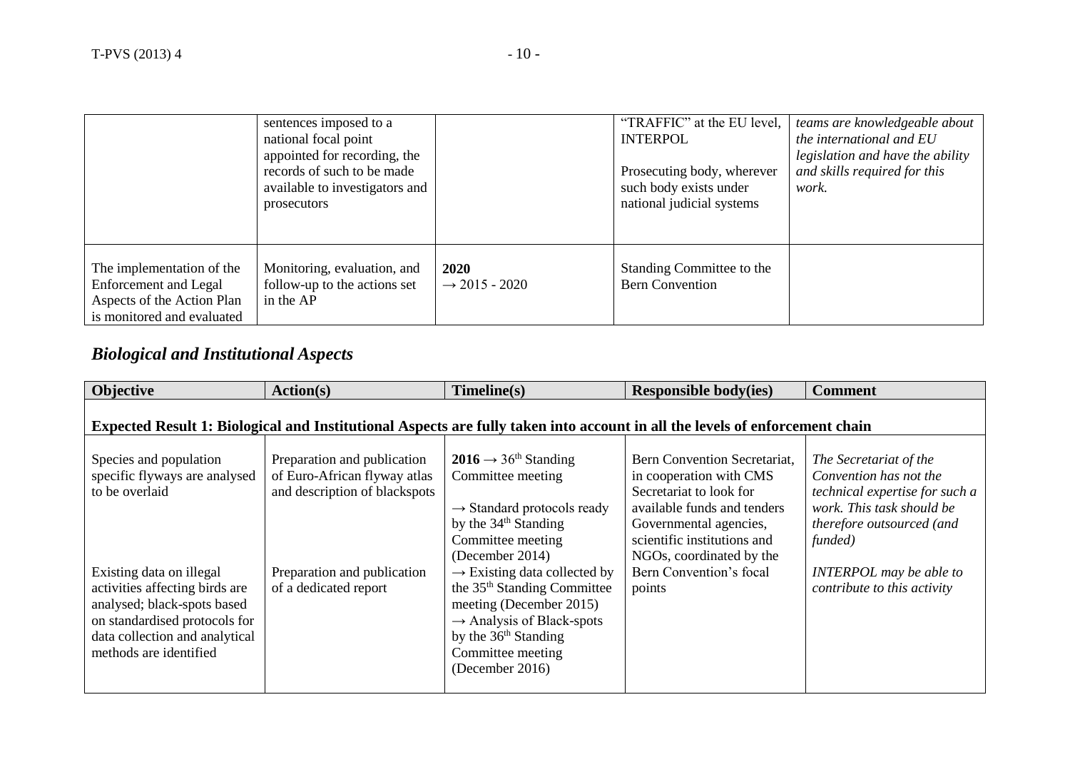| | | | | |
|---|---|---|---|---|
| | sentences imposed to a national focal point appointed for recording, the records of such to be made available to investigators and prosecutors | | "TRAFFIC" at the EU level, INTERPOL<br><br>Prosecuting body, wherever such body exists under national judicial systems | *teams are knowledgeable about the international and EU legislation and have the ability and skills required for this work.* |
| The implementation of the Enforcement and Legal Aspects of the Action Plan is monitored and evaluated | Monitoring, evaluation, and follow-up to the actions set in the AP | **2020**<br>→ 2015 - 2020 | Standing Committee to the Bern Convention | |

## *Biological and Institutional Aspects*

| Objective | Action(s) | Timeline(s) | Responsible body(ies) | Comment |
|---|---|---|---|---|
| **Expected Result 1: Biological and Institutional Aspects are fully taken into account in all the levels of enforcement chain** | | | | |
| Species and population specific flyways are analysed to be overlaid<br><br>Existing data on illegal activities affecting birds are analysed; black-spots based on standardised protocols for data collection and analytical methods are identified | Preparation and publication of Euro-African flyway atlas and description of blackspots<br><br>Preparation and publication of a dedicated report | **2016** → 36th Standing Committee meeting<br><br>→ Standard protocols ready by the 34th Standing Committee meeting (December 2014)<br>→ Existing data collected by the 35th Standing Committee meeting (December 2015)<br>→ Analysis of Black-spots by the 36th Standing Committee meeting (December 2016) | Bern Convention Secretariat, in cooperation with CMS Secretariat to look for available funds and tenders Governmental agencies, scientific institutions and NGOs, coordinated by the Bern Convention's focal points | *The Secretariat of the Convention has not the technical expertise for such a work. This task should be therefore outsourced (and funded)*<br><br>*INTERPOL may be able to contribute to this activity* |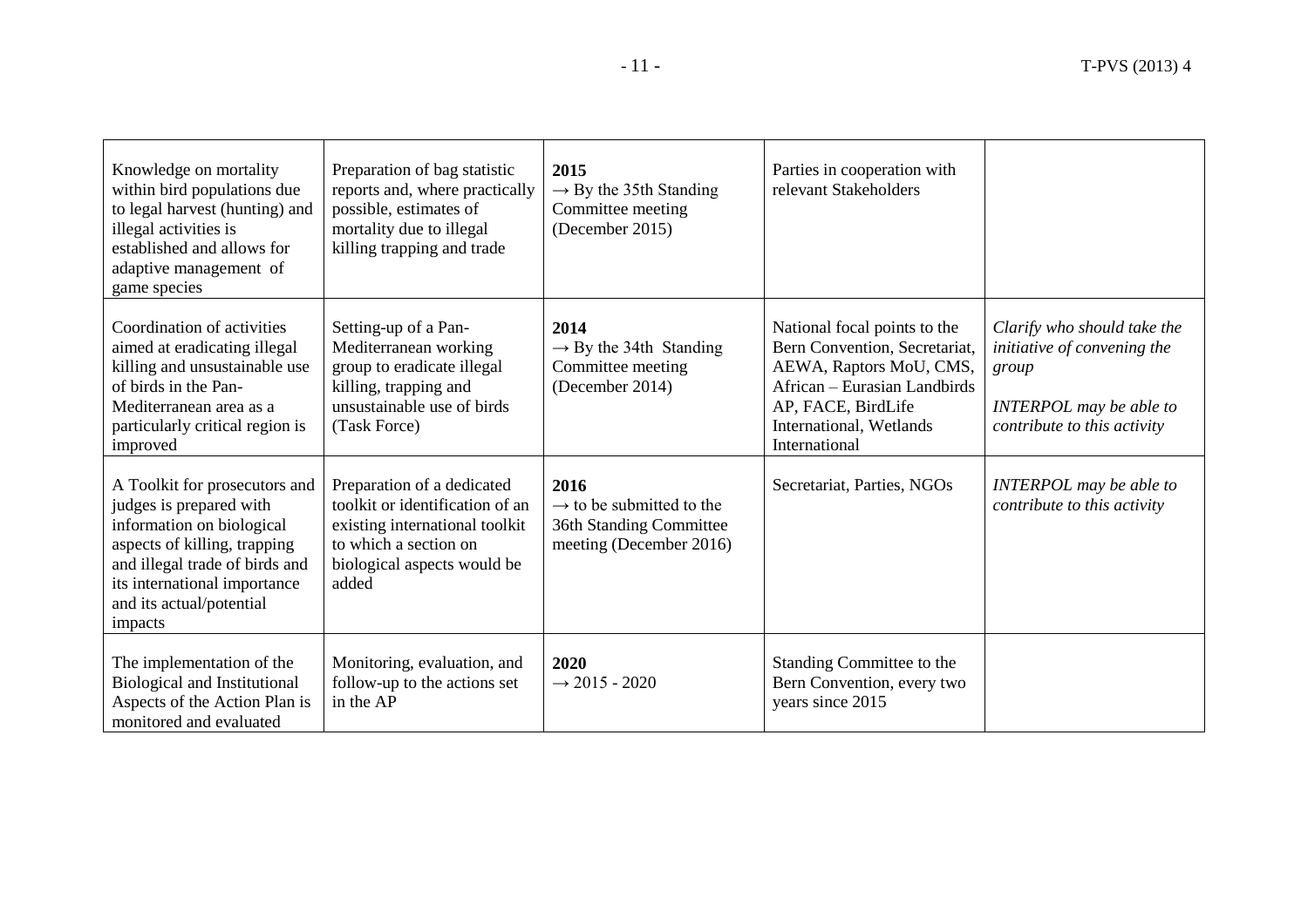| | | | | |
|---|---|---|---|---|
| Knowledge on mortality within bird populations due to legal harvest (hunting) and illegal activities is established and allows for adaptive management of game species | Preparation of bag statistic reports and, where practically possible, estimates of mortality due to illegal killing trapping and trade | **2015**<br>→ By the 35th Standing Committee meeting (December 2015) | Parties in cooperation with relevant Stakeholders | |
| Coordination of activities aimed at eradicating illegal killing and unsustainable use of birds in the Pan-Mediterranean area as a particularly critical region is improved | Setting-up of a Pan-Mediterranean working group to eradicate illegal killing, trapping and unsustainable use of birds (Task Force) | **2014**<br>→ By the 34th Standing Committee meeting (December 2014) | National focal points to the Bern Convention, Secretariat, AEWA, Raptors MoU, CMS, African – Eurasian Landbirds AP, FACE, BirdLife International, Wetlands International | *Clarify who should take the initiative of convening the group*<br><br>*INTERPOL may be able to contribute to this activity* |
| A Toolkit for prosecutors and judges is prepared with information on biological aspects of killing, trapping and illegal trade of birds and its international importance and its actual/potential impacts | Preparation of a dedicated toolkit or identification of an existing international toolkit to which a section on biological aspects would be added | **2016**<br>→ to be submitted to the 36th Standing Committee meeting (December 2016) | Secretariat, Parties, NGOs | *INTERPOL may be able to contribute to this activity* |
| The implementation of the Biological and Institutional Aspects of the Action Plan is monitored and evaluated | Monitoring, evaluation, and follow-up to the actions set in the AP | **2020**<br>→ 2015 - 2020 | Standing Committee to the Bern Convention, every two years since 2015 | |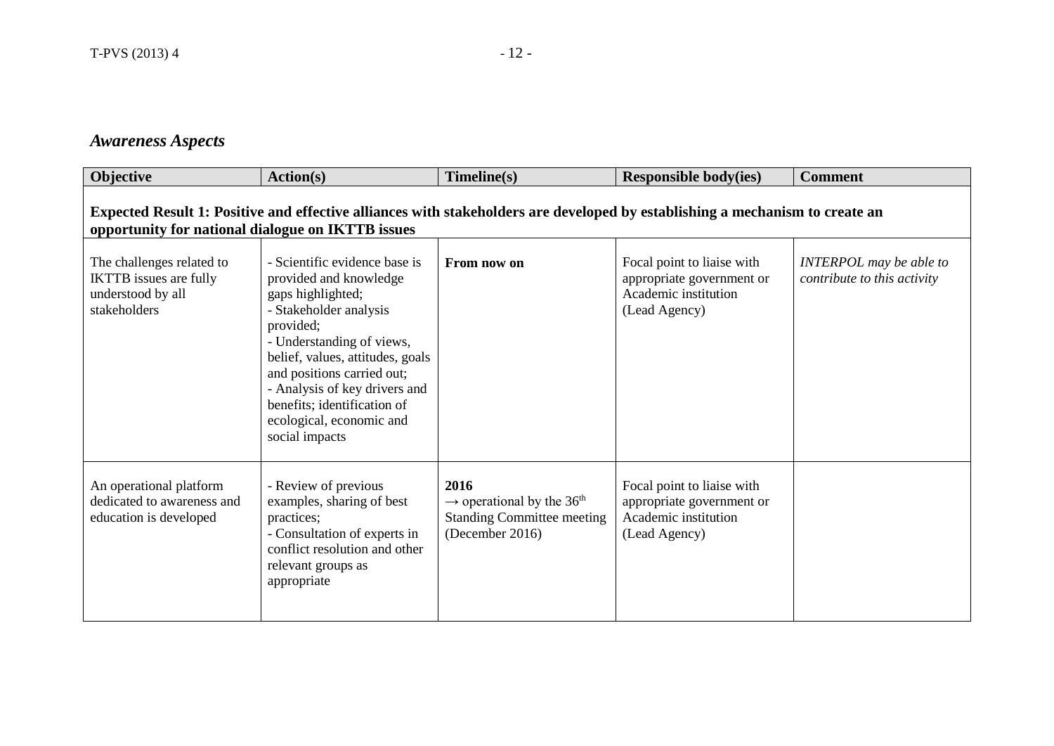### *Awareness Aspects*

| Objective | Action(s) | Timeline(s) | Responsible body(ies) | Comment |
|---|---|---|---|---|
| **Expected Result 1: Positive and effective alliances with stakeholders are developed by establishing a mechanism to create an opportunity for national dialogue on IKTTB issues** | | | | |
| The challenges related to IKTTB issues are fully understood by all stakeholders | - Scientific evidence base is provided and knowledge gaps highlighted;<br>- Stakeholder analysis provided;<br>- Understanding of views, belief, values, attitudes, goals and positions carried out;<br>- Analysis of key drivers and benefits; identification of ecological, economic and social impacts | **From now on** | Focal point to liaise with appropriate government or Academic institution (Lead Agency) | *INTERPOL may be able to contribute to this activity* |
| An operational platform dedicated to awareness and education is developed | - Review of previous examples, sharing of best practices;<br>- Consultation of experts in conflict resolution and other relevant groups as appropriate | **2016**<br>→ operational by the 36th Standing Committee meeting (December 2016) | Focal point to liaise with appropriate government or Academic institution (Lead Agency) | |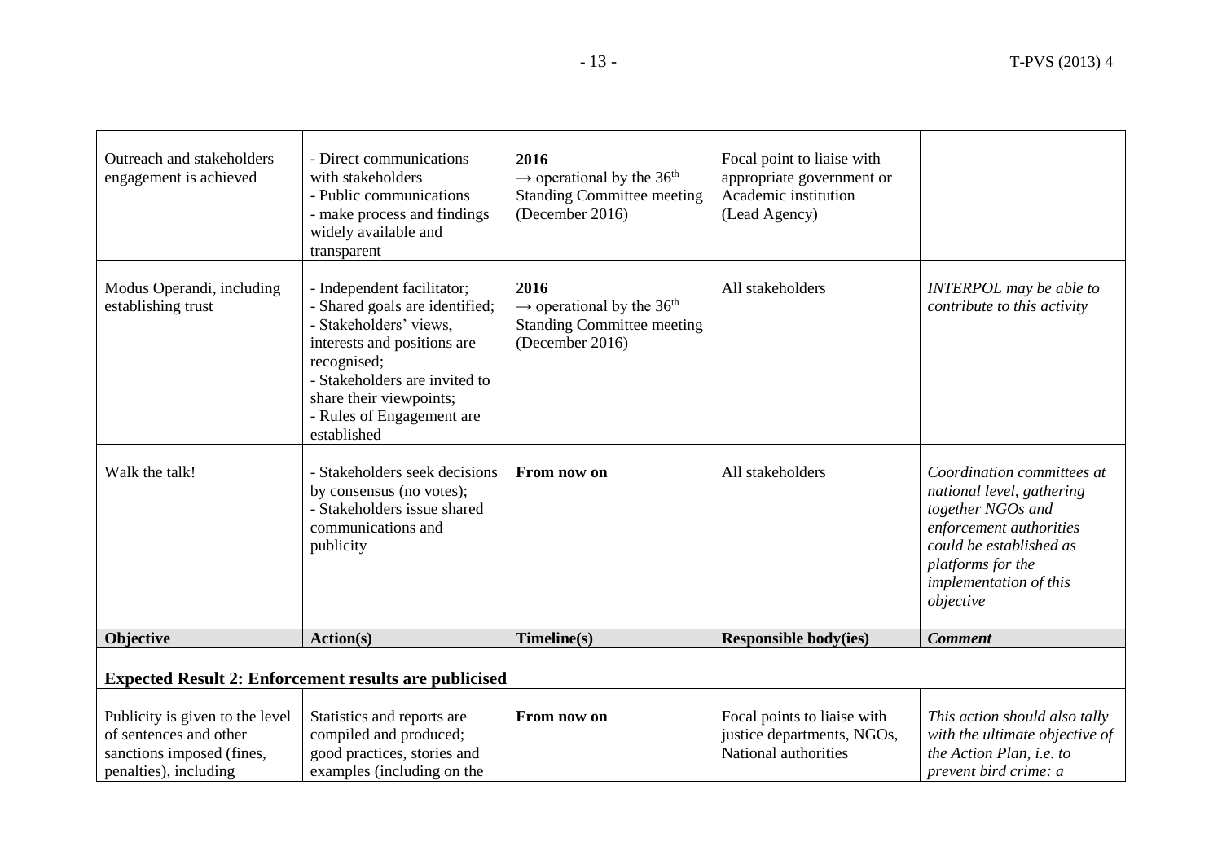| Outreach and stakeholders engagement is achieved | - Direct communications with stakeholders<br>- Public communications<br>- make process and findings widely available and transparent | **2016**<br>→ operational by the 36th Standing Committee meeting (December 2016) | Focal point to liaise with appropriate government or Academic institution (Lead Agency) | |
|---|---|---|---|---|
| Modus Operandi, including establishing trust | - Independent facilitator;<br>- Shared goals are identified;<br>- Stakeholders' views, interests and positions are recognised;<br>- Stakeholders are invited to share their viewpoints;<br>- Rules of Engagement are established | **2016**<br>→ operational by the 36th Standing Committee meeting (December 2016) | All stakeholders | *INTERPOL may be able to contribute to this activity* |
| Walk the talk! | - Stakeholders seek decisions by consensus (no votes);<br>- Stakeholders issue shared communications and publicity | **From now on** | All stakeholders | *Coordination committees at national level, gathering together NGOs and enforcement authorities could be established as platforms for the implementation of this objective* |
| **Objective** | **Action(s)** | **Timeline(s)** | **Responsible body(ies)** | ***Comment*** |
| **Expected Result 2: Enforcement results are publicised** | | | | |
| Publicity is given to the level of sentences and other sanctions imposed (fines, penalties), including | Statistics and reports are compiled and produced; good practices, stories and examples (including on the | **From now on** | Focal points to liaise with justice departments, NGOs, National authorities | *This action should also tally with the ultimate objective of the Action Plan, i.e. to prevent bird crime: a* |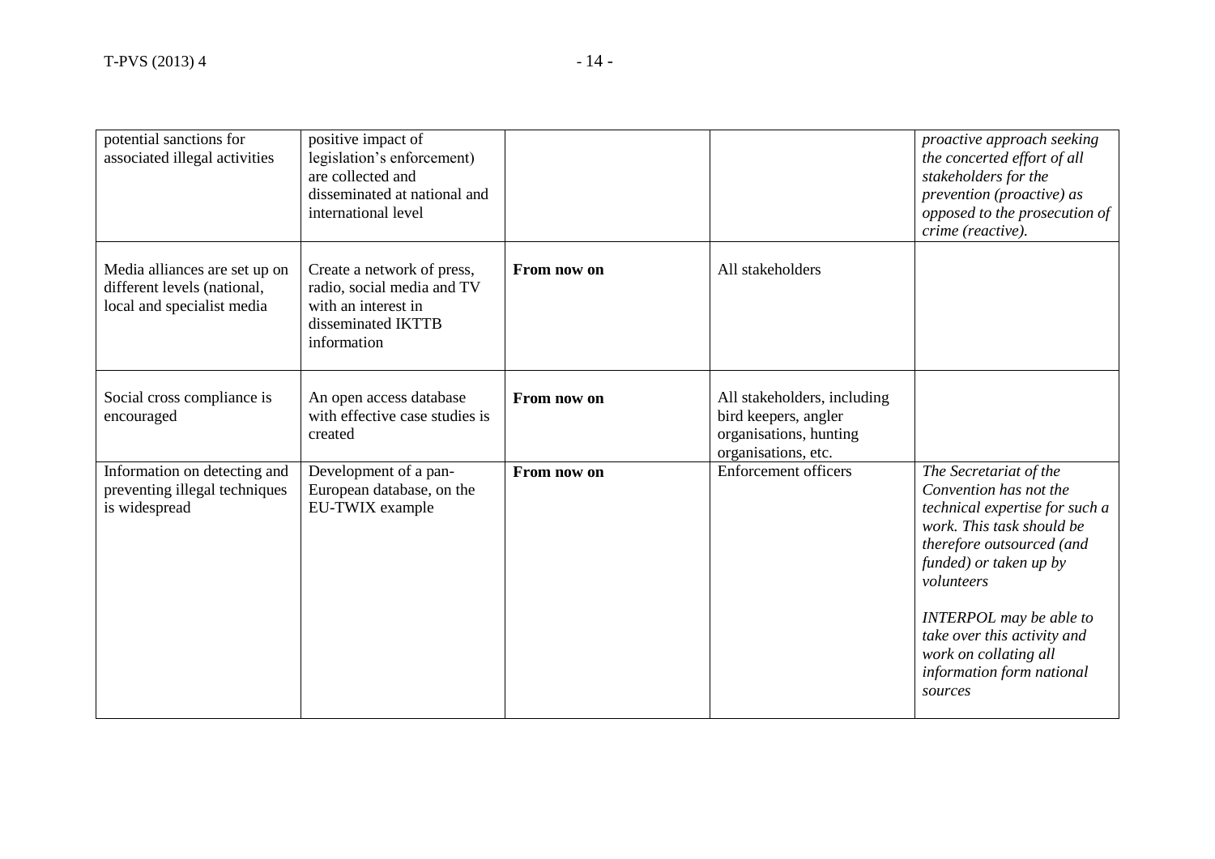| | | | | |
|---|---|---|---|---|
| potential sanctions for associated illegal activities | positive impact of legislation's enforcement) are collected and disseminated at national and international level | | | *proactive approach seeking the concerted effort of all stakeholders for the prevention (proactive) as opposed to the prosecution of crime (reactive).* |
| Media alliances are set up on different levels (national, local and specialist media | Create a network of press, radio, social media and TV with an interest in disseminated IKTTB information | **From now on** | All stakeholders | |
| Social cross compliance is encouraged | An open access database with effective case studies is created | **From now on** | All stakeholders, including bird keepers, angler organisations, hunting organisations, etc. | |
| Information on detecting and preventing illegal techniques is widespread | Development of a pan-European database, on the EU-TWIX example | **From now on** | Enforcement officers | *The Secretariat of the Convention has not the technical expertise for such a work. This task should be therefore outsourced (and funded) or taken up by volunteers*<br><br>*INTERPOL may be able to take over this activity and work on collating all information form national sources* |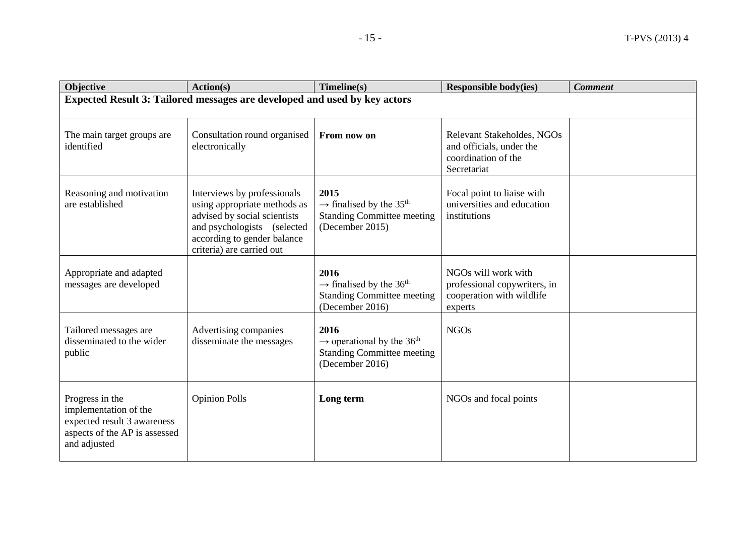| **Objective** | **Action(s)** | **Timeline(s)** | **Responsible body(ies)** | ***Comment*** |
|---|---|---|---|---|
| **Expected Result 3: Tailored messages are developed and used by key actors** | | | | |
| The main target groups are identified | Consultation round organised electronically | **From now on** | Relevant Stakeholdes, NGOs and officials, under the coordination of the Secretariat | |
| Reasoning and motivation are established | Interviews by professionals using appropriate methods as advised by social scientists and psychologists (selected according to gender balance criteria) are carried out | **2015** → finalised by the 35th Standing Committee meeting (December 2015) | Focal point to liaise with universities and education institutions | |
| Appropriate and adapted messages are developed | | **2016** → finalised by the 36th Standing Committee meeting (December 2016) | NGOs will work with professional copywriters, in cooperation with wildlife experts | |
| Tailored messages are disseminated to the wider public | Advertising companies disseminate the messages | **2016** → operational by the 36th Standing Committee meeting (December 2016) | NGOs | |
| Progress in the implementation of the expected result 3 awareness aspects of the AP is assessed and adjusted | Opinion Polls | **Long term** | NGOs and focal points | |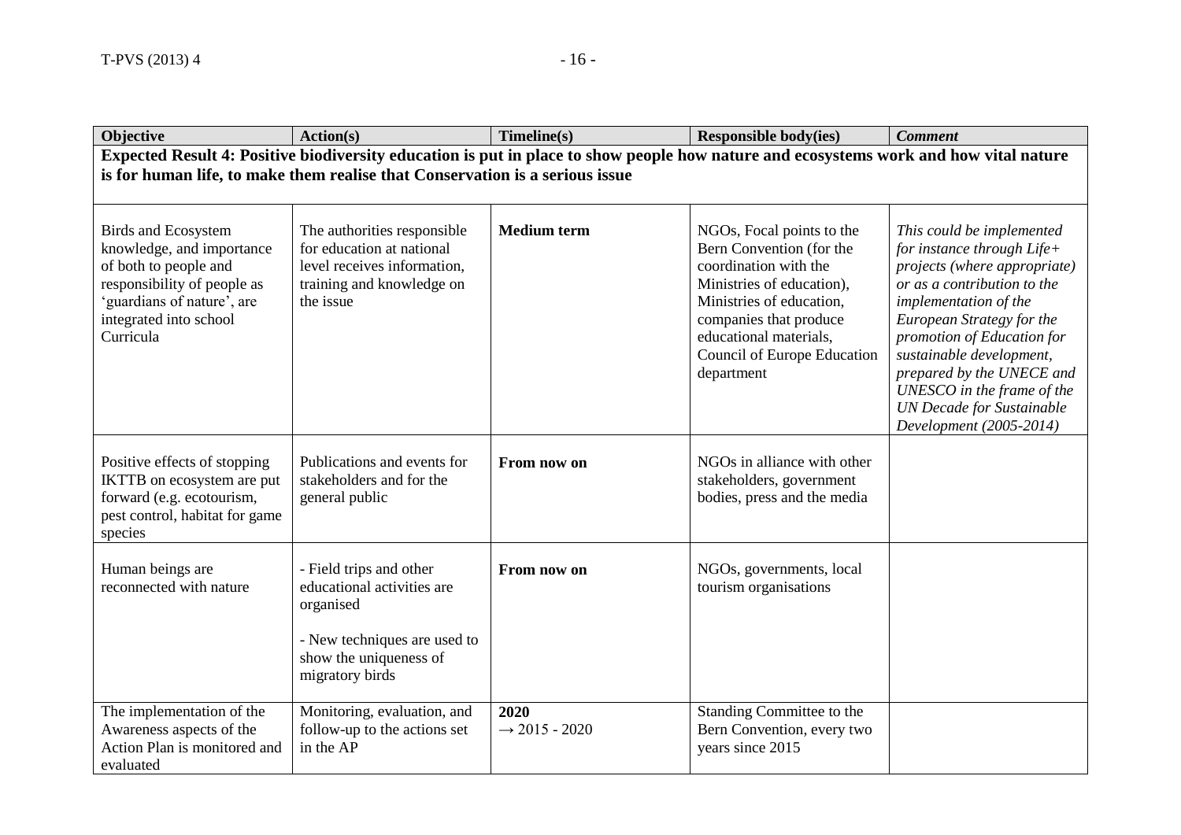| Objective | Action(s) | Timeline(s) | Responsible body(ies) | *Comment* |
|---|---|---|---|---|
| **Expected Result 4: Positive biodiversity education is put in place to show people how nature and ecosystems work and how vital nature is for human life, to make them realise that Conservation is a serious issue** | | | | |
| Birds and Ecosystem knowledge, and importance of both to people and responsibility of people as 'guardians of nature', are integrated into school Curricula | The authorities responsible for education at national level receives information, training and knowledge on the issue | **Medium term** | NGOs, Focal points to the Bern Convention (for the coordination with the Ministries of education), Ministries of education, companies that produce educational materials, Council of Europe Education department | *This could be implemented for instance through Life+ projects (where appropriate) or as a contribution to the implementation of the European Strategy for the promotion of Education for sustainable development, prepared by the UNECE and UNESCO in the frame of the UN Decade for Sustainable Development (2005-2014)* |
| Positive effects of stopping IKTTB on ecosystem are put forward (e.g. ecotourism, pest control, habitat for game species | Publications and events for stakeholders and for the general public | **From now on** | NGOs in alliance with other stakeholders, government bodies, press and the media | |
| Human beings are reconnected with nature | - Field trips and other educational activities are organised<br><br>- New techniques are used to show the uniqueness of migratory birds | **From now on** | NGOs, governments, local tourism organisations | |
| The implementation of the Awareness aspects of the Action Plan is monitored and evaluated | Monitoring, evaluation, and follow-up to the actions set in the AP | **2020**<br>→ 2015 - 2020 | Standing Committee to the Bern Convention, every two years since 2015 | |